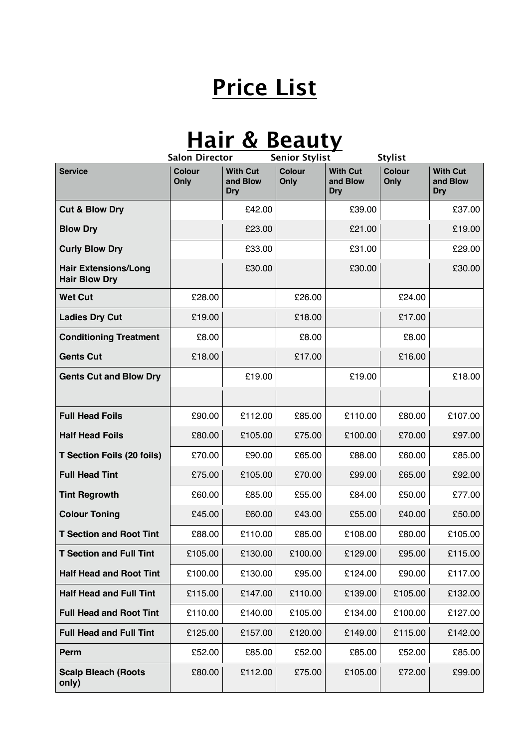# Price List

## Hair & Beauty

| | Salon Director | | Senior Stylist | | Stylist | |
|---|---|---|---|---|---|---|
| **Service** | **Colour Only** | **With Cut and Blow Dry** | **Colour Only** | **With Cut and Blow Dry** | **Colour Only** | **With Cut and Blow Dry** |
| **Cut & Blow Dry** | | £42.00 | | £39.00 | | £37.00 |
| **Blow Dry** | | £23.00 | | £21.00 | | £19.00 |
| **Curly Blow Dry** | | £33.00 | | £31.00 | | £29.00 |
| **Hair Extensions/Long Hair Blow Dry** | | £30.00 | | £30.00 | | £30.00 |
| **Wet Cut** | £28.00 | | £26.00 | | £24.00 | |
| **Ladies Dry Cut** | £19.00 | | £18.00 | | £17.00 | |
| **Conditioning Treatment** | £8.00 | | £8.00 | | £8.00 | |
| **Gents Cut** | £18.00 | | £17.00 | | £16.00 | |
| **Gents Cut and Blow Dry** | | £19.00 | | £19.00 | | £18.00 |
| | | | | | | |
| **Full Head Foils** | £90.00 | £112.00 | £85.00 | £110.00 | £80.00 | £107.00 |
| **Half Head Foils** | £80.00 | £105.00 | £75.00 | £100.00 | £70.00 | £97.00 |
| **T Section Foils (20 foils)** | £70.00 | £90.00 | £65.00 | £88.00 | £60.00 | £85.00 |
| **Full Head Tint** | £75.00 | £105.00 | £70.00 | £99.00 | £65.00 | £92.00 |
| **Tint Regrowth** | £60.00 | £85.00 | £55.00 | £84.00 | £50.00 | £77.00 |
| **Colour Toning** | £45.00 | £60.00 | £43.00 | £55.00 | £40.00 | £50.00 |
| **T Section and Root Tint** | £88.00 | £110.00 | £85.00 | £108.00 | £80.00 | £105.00 |
| **T Section and Full Tint** | £105.00 | £130.00 | £100.00 | £129.00 | £95.00 | £115.00 |
| **Half Head and Root Tint** | £100.00 | £130.00 | £95.00 | £124.00 | £90.00 | £117.00 |
| **Half Head and Full Tint** | £115.00 | £147.00 | £110.00 | £139.00 | £105.00 | £132.00 |
| **Full Head and Root Tint** | £110.00 | £140.00 | £105.00 | £134.00 | £100.00 | £127.00 |
| **Full Head and Full Tint** | £125.00 | £157.00 | £120.00 | £149.00 | £115.00 | £142.00 |
| **Perm** | £52.00 | £85.00 | £52.00 | £85.00 | £52.00 | £85.00 |
| **Scalp Bleach (Roots only)** | £80.00 | £112.00 | £75.00 | £105.00 | £72.00 | £99.00 |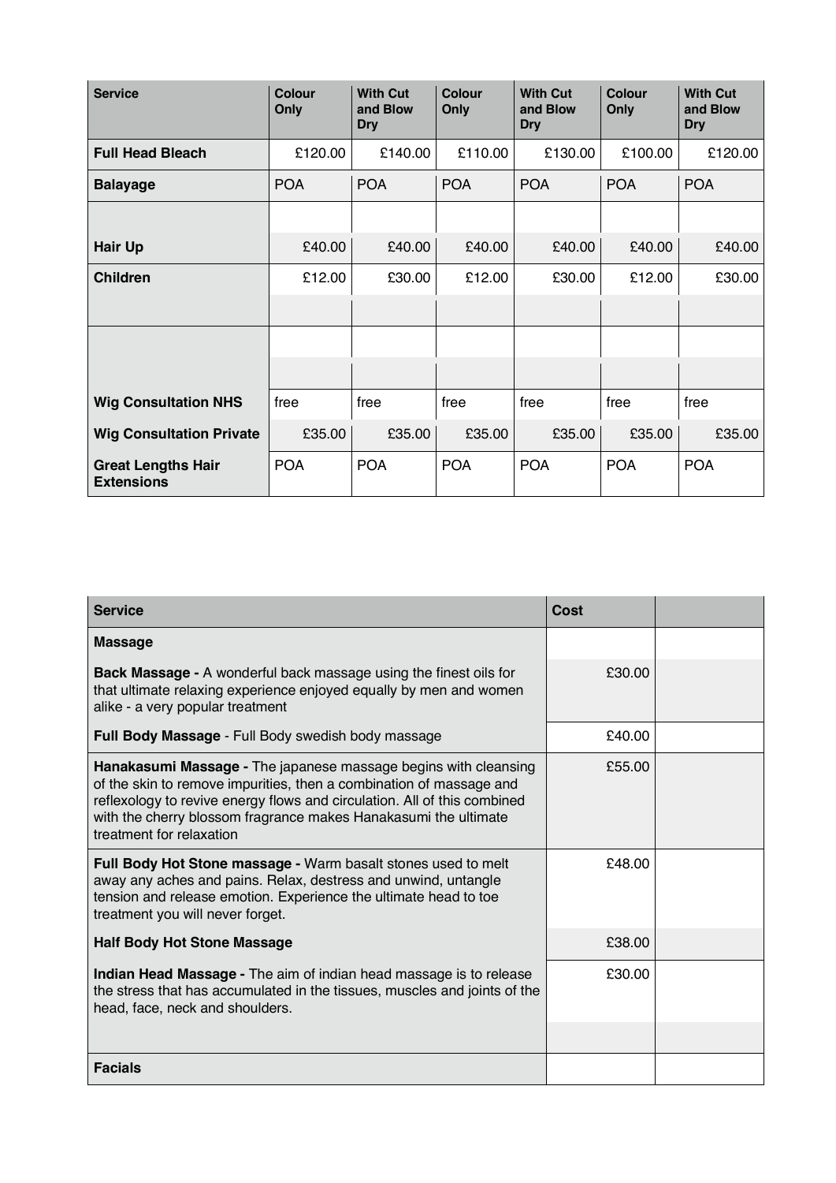| Service | Colour Only | With Cut and Blow Dry | Colour Only | With Cut and Blow Dry | Colour Only | With Cut and Blow Dry |
|---|---|---|---|---|---|---|
| **Full Head Bleach** | £120.00 | £140.00 | £110.00 | £130.00 | £100.00 | £120.00 |
| **Balayage** | POA | POA | POA | POA | POA | POA |
| | | | | | | |
| **Hair Up** | £40.00 | £40.00 | £40.00 | £40.00 | £40.00 | £40.00 |
| **Children** | £12.00 | £30.00 | £12.00 | £30.00 | £12.00 | £30.00 |
| | | | | | | |
| | | | | | | |
| | | | | | | |
| **Wig Consultation NHS** | free | free | free | free | free | free |
| **Wig Consultation Private** | £35.00 | £35.00 | £35.00 | £35.00 | £35.00 | £35.00 |
| **Great Lengths Hair Extensions** | POA | POA | POA | POA | POA | POA |

| Service | Cost | |
|---|---|---|
| **Massage** | | |
| **Back Massage -** A wonderful back massage using the finest oils for that ultimate relaxing experience enjoyed equally by men and women alike - a very popular treatment | £30.00 | |
| **Full Body Massage** - Full Body swedish body massage | £40.00 | |
| **Hanakasumi Massage -** The japanese massage begins with cleansing of the skin to remove impurities, then a combination of massage and reflexology to revive energy flows and circulation. All of this combined with the cherry blossom fragrance makes Hanakasumi the ultimate treatment for relaxation | £55.00 | |
| **Full Body Hot Stone massage -** Warm basalt stones used to melt away any aches and pains. Relax, destress and unwind, untangle tension and release emotion. Experience the ultimate head to toe treatment you will never forget. | £48.00 | |
| **Half Body Hot Stone Massage** | £38.00 | |
| **Indian Head Massage -** The aim of indian head massage is to release the stress that has accumulated in the tissues, muscles and joints of the head, face, neck and shoulders. | £30.00 | |
| | | |
| **Facials** | | |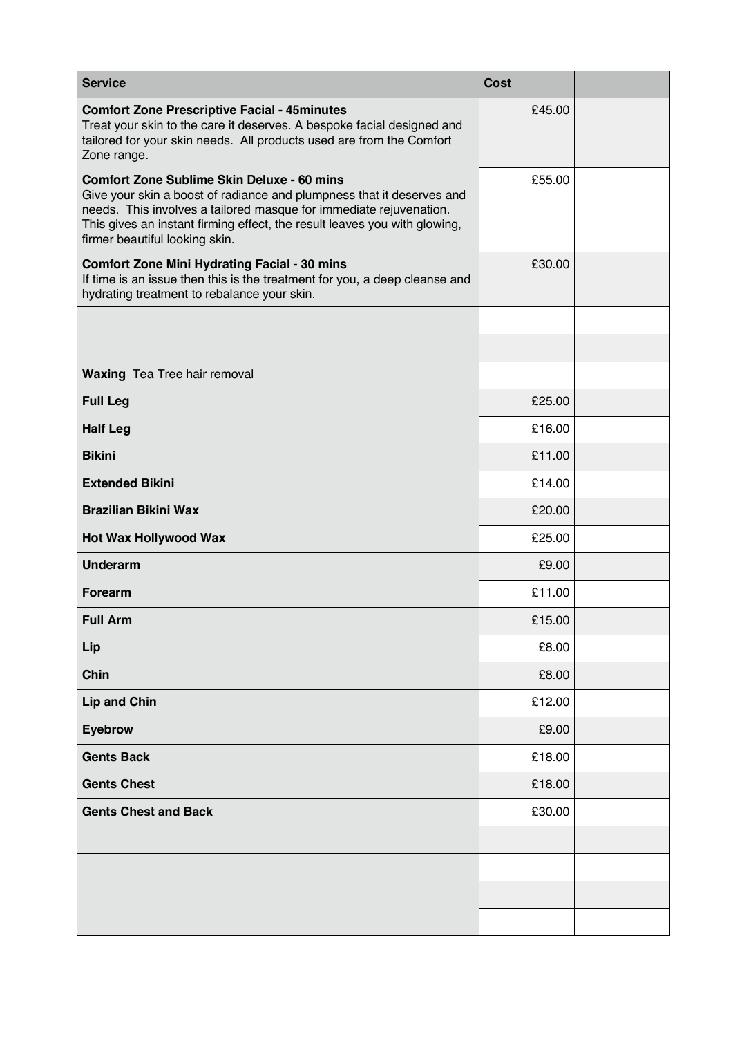| Service | Cost | |
|---|---|---|
| **Comfort Zone Prescriptive Facial - 45minutes**<br>Treat your skin to the care it deserves. A bespoke facial designed and tailored for your skin needs. All products used are from the Comfort Zone range. | £45.00 | |
| **Comfort Zone Sublime Skin Deluxe - 60 mins**<br>Give your skin a boost of radiance and plumpness that it deserves and needs. This involves a tailored masque for immediate rejuvenation. This gives an instant firming effect, the result leaves you with glowing, firmer beautiful looking skin. | £55.00 | |
| **Comfort Zone Mini Hydrating Facial - 30 mins**<br>If time is an issue then this is the treatment for you, a deep cleanse and hydrating treatment to rebalance your skin. | £30.00 | |
| | | |
| | | |
| **Waxing** Tea Tree hair removal | | |
| **Full Leg** | £25.00 | |
| **Half Leg** | £16.00 | |
| **Bikini** | £11.00 | |
| **Extended Bikini** | £14.00 | |
| **Brazilian Bikini Wax** | £20.00 | |
| **Hot Wax Hollywood Wax** | £25.00 | |
| **Underarm** | £9.00 | |
| **Forearm** | £11.00 | |
| **Full Arm** | £15.00 | |
| **Lip** | £8.00 | |
| **Chin** | £8.00 | |
| **Lip and Chin** | £12.00 | |
| **Eyebrow** | £9.00 | |
| **Gents Back** | £18.00 | |
| **Gents Chest** | £18.00 | |
| **Gents Chest and Back** | £30.00 | |
| | | |
| | | |
| | | |
| | | |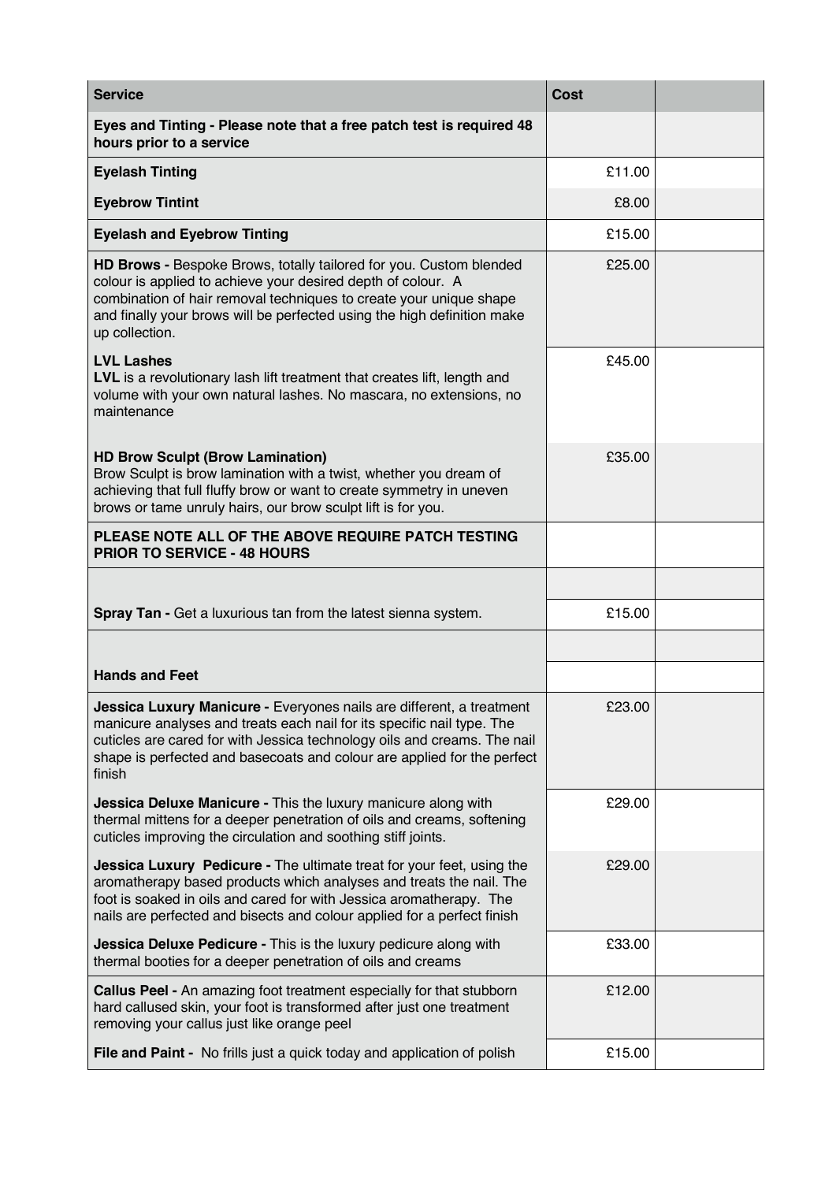| Service | Cost | |
|---|---|---|
| **Eyes and Tinting - Please note that a free patch test is required 48 hours prior to a service** | | |
| **Eyelash Tinting** | £11.00 | |
| **Eyebrow Tintint** | £8.00 | |
| **Eyelash and Eyebrow Tinting** | £15.00 | |
| **HD Brows -** Bespoke Brows, totally tailored for you. Custom blended colour is applied to achieve your desired depth of colour. A combination of hair removal techniques to create your unique shape and finally your brows will be perfected using the high definition make up collection. | £25.00 | |
| **LVL Lashes**<br>**LVL** is a revolutionary lash lift treatment that creates lift, length and volume with your own natural lashes. No mascara, no extensions, no maintenance | £45.00 | |
| **HD Brow Sculpt (Brow Lamination)**<br>Brow Sculpt is brow lamination with a twist, whether you dream of achieving that full fluffy brow or want to create symmetry in uneven brows or tame unruly hairs, our brow sculpt lift is for you. | £35.00 | |
| **PLEASE NOTE ALL OF THE ABOVE REQUIRE PATCH TESTING PRIOR TO SERVICE - 48 HOURS** | | |
| | | |
| **Spray Tan -** Get a luxurious tan from the latest sienna system. | £15.00 | |
| | | |
| **Hands and Feet** | | |
| **Jessica Luxury Manicure -** Everyones nails are different, a treatment manicure analyses and treats each nail for its specific nail type. The cuticles are cared for with Jessica technology oils and creams. The nail shape is perfected and basecoats and colour are applied for the perfect finish | £23.00 | |
| **Jessica Deluxe Manicure -** This the luxury manicure along with thermal mittens for a deeper penetration of oils and creams, softening cuticles improving the circulation and soothing stiff joints. | £29.00 | |
| **Jessica Luxury Pedicure -** The ultimate treat for your feet, using the aromatherapy based products which analyses and treats the nail. The foot is soaked in oils and cared for with Jessica aromatherapy. The nails are perfected and bisects and colour applied for a perfect finish | £29.00 | |
| **Jessica Deluxe Pedicure -** This is the luxury pedicure along with thermal booties for a deeper penetration of oils and creams | £33.00 | |
| **Callus Peel -** An amazing foot treatment especially for that stubborn hard callused skin, your foot is transformed after just one treatment removing your callus just like orange peel | £12.00 | |
| **File and Paint -** No frills just a quick today and application of polish | £15.00 | |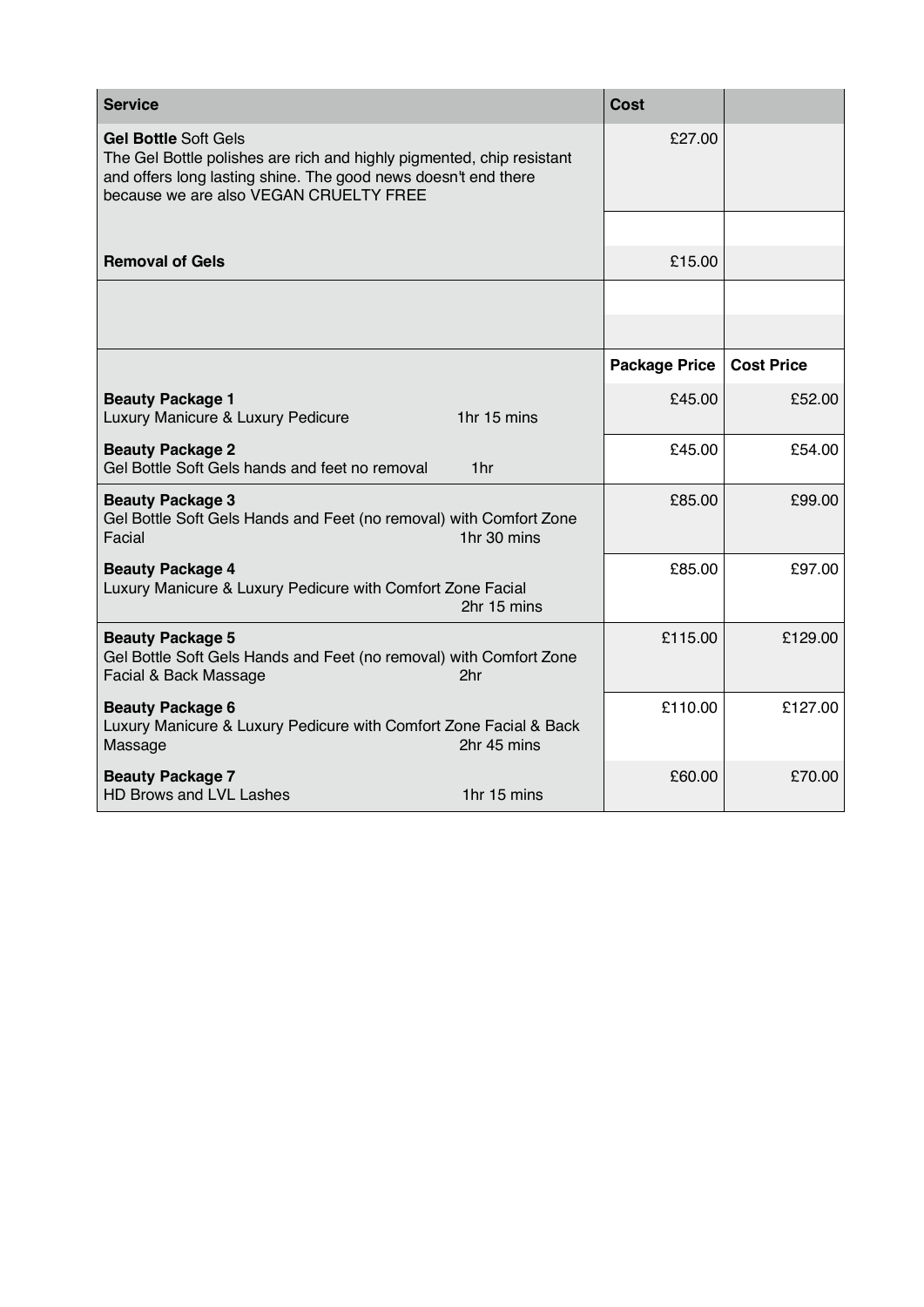| Service | Cost | |
|---|---|---|
| **Gel Bottle** Soft Gels<br>The Gel Bottle polishes are rich and highly pigmented, chip resistant and offers long lasting shine. The good news doesn't end there because we are also VEGAN CRUELTY FREE | £27.00 | |
| | | |
| **Removal of Gels** | £15.00 | |
| | | |
| | | |
| | **Package Price** | **Cost Price** |
| **Beauty Package 1**<br>Luxury Manicure & Luxury Pedicure 1hr 15 mins | £45.00 | £52.00 |
| **Beauty Package 2**<br>Gel Bottle Soft Gels hands and feet no removal 1hr | £45.00 | £54.00 |
| **Beauty Package 3**<br>Gel Bottle Soft Gels Hands and Feet (no removal) with Comfort Zone Facial 1hr 30 mins | £85.00 | £99.00 |
| **Beauty Package 4**<br>Luxury Manicure & Luxury Pedicure with Comfort Zone Facial 2hr 15 mins | £85.00 | £97.00 |
| **Beauty Package 5**<br>Gel Bottle Soft Gels Hands and Feet (no removal) with Comfort Zone Facial & Back Massage 2hr | £115.00 | £129.00 |
| **Beauty Package 6**<br>Luxury Manicure & Luxury Pedicure with Comfort Zone Facial & Back Massage 2hr 45 mins | £110.00 | £127.00 |
| **Beauty Package 7**<br>HD Brows and LVL Lashes 1hr 15 mins | £60.00 | £70.00 |